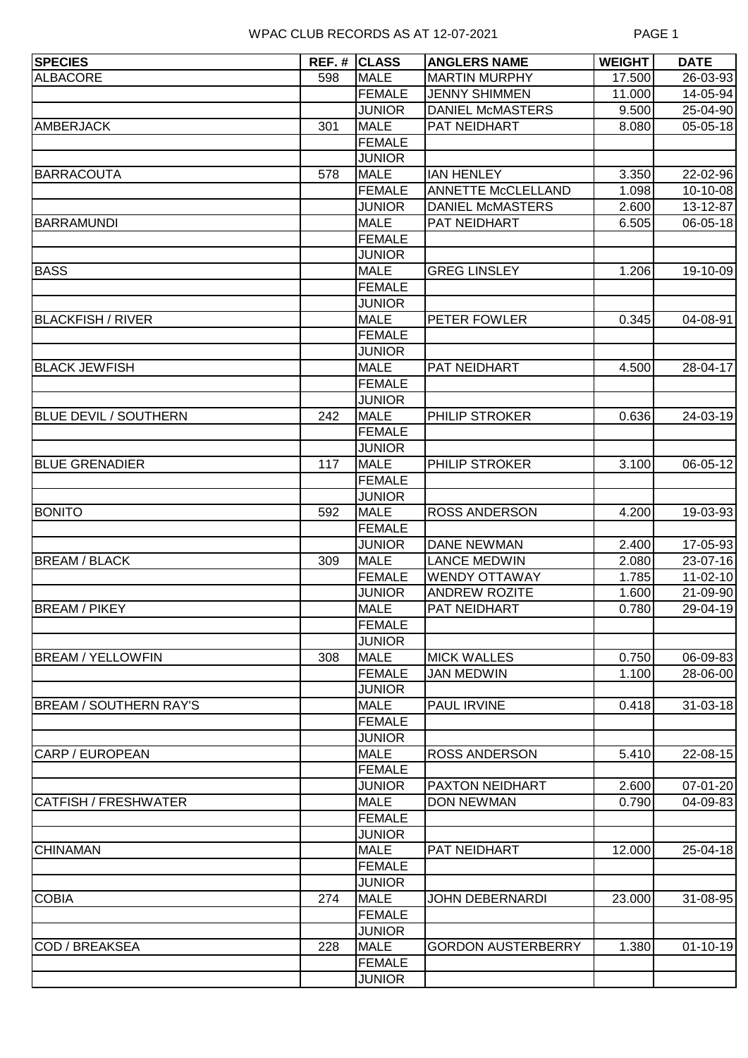# WPAC CLUB RECORDS AS AT 12-07-2021

| SPECIES | REF. # | CLASS | ANGLERS NAME | WEIGHT | DATE |
|---|---|---|---|---|---|
| ALBACORE | 598 | MALE | MARTIN MURPHY | 17.500 | 26-03-93 |
| | | FEMALE | JENNY SHIMMEN | 11.000 | 14-05-94 |
| | | JUNIOR | DANIEL McMASTERS | 9.500 | 25-04-90 |
| AMBERJACK | 301 | MALE | PAT NEIDHART | 8.080 | 05-05-18 |
| | | FEMALE | | | |
| | | JUNIOR | | | |
| BARRACOUTA | 578 | MALE | IAN HENLEY | 3.350 | 22-02-96 |
| | | FEMALE | ANNETTE McCLELLAND | 1.098 | 10-10-08 |
| | | JUNIOR | DANIEL McMASTERS | 2.600 | 13-12-87 |
| BARRAMUNDI | | MALE | PAT NEIDHART | 6.505 | 06-05-18 |
| | | FEMALE | | | |
| | | JUNIOR | | | |
| BASS | | MALE | GREG LINSLEY | 1.206 | 19-10-09 |
| | | FEMALE | | | |
| | | JUNIOR | | | |
| BLACKFISH / RIVER | | MALE | PETER FOWLER | 0.345 | 04-08-91 |
| | | FEMALE | | | |
| | | JUNIOR | | | |
| BLACK JEWFISH | | MALE | PAT NEIDHART | 4.500 | 28-04-17 |
| | | FEMALE | | | |
| | | JUNIOR | | | |
| BLUE DEVIL / SOUTHERN | 242 | MALE | PHILIP STROKER | 0.636 | 24-03-19 |
| | | FEMALE | | | |
| | | JUNIOR | | | |
| BLUE GRENADIER | 117 | MALE | PHILIP STROKER | 3.100 | 06-05-12 |
| | | FEMALE | | | |
| | | JUNIOR | | | |
| BONITO | 592 | MALE | ROSS ANDERSON | 4.200 | 19-03-93 |
| | | FEMALE | | | |
| | | JUNIOR | DANE NEWMAN | 2.400 | 17-05-93 |
| BREAM / BLACK | 309 | MALE | LANCE MEDWIN | 2.080 | 23-07-16 |
| | | FEMALE | WENDY OTTAWAY | 1.785 | 11-02-10 |
| | | JUNIOR | ANDREW ROZITE | 1.600 | 21-09-90 |
| BREAM / PIKEY | | MALE | PAT NEIDHART | 0.780 | 29-04-19 |
| | | FEMALE | | | |
| | | JUNIOR | | | |
| BREAM / YELLOWFIN | 308 | MALE | MICK WALLES | 0.750 | 06-09-83 |
| | | FEMALE | JAN MEDWIN | 1.100 | 28-06-00 |
| | | JUNIOR | | | |
| BREAM / SOUTHERN RAY'S | | MALE | PAUL IRVINE | 0.418 | 31-03-18 |
| | | FEMALE | | | |
| | | JUNIOR | | | |
| CARP / EUROPEAN | | MALE | ROSS ANDERSON | 5.410 | 22-08-15 |
| | | FEMALE | | | |
| | | JUNIOR | PAXTON NEIDHART | 2.600 | 07-01-20 |
| CATFISH / FRESHWATER | | MALE | DON NEWMAN | 0.790 | 04-09-83 |
| | | FEMALE | | | |
| | | JUNIOR | | | |
| CHINAMAN | | MALE | PAT NEIDHART | 12.000 | 25-04-18 |
| | | FEMALE | | | |
| | | JUNIOR | | | |
| COBIA | 274 | MALE | JOHN DEBERNARDI | 23.000 | 31-08-95 |
| | | FEMALE | | | |
| | | JUNIOR | | | |
| COD / BREAKSEA | 228 | MALE | GORDON AUSTERBERRY | 1.380 | 01-10-19 |
| | | FEMALE | | | |
| | | JUNIOR | | | |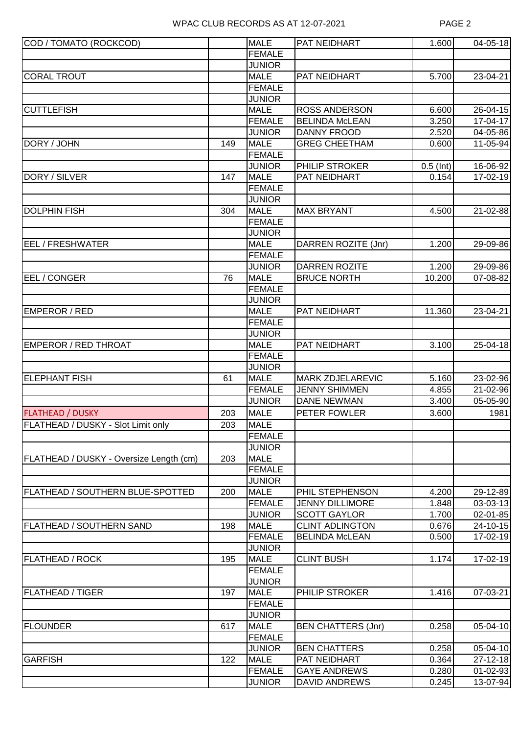WPAC CLUB RECORDS AS AT 12-07-2021

| | | | | | |
|---|---|---|---|---|---|
| COD / TOMATO (ROCKCOD) | | MALE | PAT NEIDHART | 1.600 | 04-05-18 |
| | | FEMALE | | | |
| | | JUNIOR | | | |
| CORAL TROUT | | MALE | PAT NEIDHART | 5.700 | 23-04-21 |
| | | FEMALE | | | |
| | | JUNIOR | | | |
| CUTTLEFISH | | MALE | ROSS ANDERSON | 6.600 | 26-04-15 |
| | | FEMALE | BELINDA McLEAN | 3.250 | 17-04-17 |
| | | JUNIOR | DANNY FROOD | 2.520 | 04-05-86 |
| DORY / JOHN | 149 | MALE | GREG CHEETHAM | 0.600 | 11-05-94 |
| | | FEMALE | | | |
| | | JUNIOR | PHILIP STROKER | 0.5 (Int) | 16-06-92 |
| DORY / SILVER | 147 | MALE | PAT NEIDHART | 0.154 | 17-02-19 |
| | | FEMALE | | | |
| | | JUNIOR | | | |
| DOLPHIN FISH | 304 | MALE | MAX BRYANT | 4.500 | 21-02-88 |
| | | FEMALE | | | |
| | | JUNIOR | | | |
| EEL / FRESHWATER | | MALE | DARREN ROZITE (Jnr) | 1.200 | 29-09-86 |
| | | FEMALE | | | |
| | | JUNIOR | DARREN ROZITE | 1.200 | 29-09-86 |
| EEL / CONGER | 76 | MALE | BRUCE NORTH | 10.200 | 07-08-82 |
| | | FEMALE | | | |
| | | JUNIOR | | | |
| EMPEROR / RED | | MALE | PAT NEIDHART | 11.360 | 23-04-21 |
| | | FEMALE | | | |
| | | JUNIOR | | | |
| EMPEROR / RED THROAT | | MALE | PAT NEIDHART | 3.100 | 25-04-18 |
| | | FEMALE | | | |
| | | JUNIOR | | | |
| ELEPHANT FISH | 61 | MALE | MARK ZDJELAREVIC | 5.160 | 23-02-96 |
| | | FEMALE | JENNY SHIMMEN | 4.855 | 21-02-96 |
| | | JUNIOR | DANE NEWMAN | 3.400 | 05-05-90 |
| FLATHEAD / DUSKY | 203 | MALE | PETER FOWLER | 3.600 | 1981 |
| FLATHEAD / DUSKY - Slot Limit only | 203 | MALE | | | |
| | | FEMALE | | | |
| | | JUNIOR | | | |
| FLATHEAD / DUSKY - Oversize Length (cm) | 203 | MALE | | | |
| | | FEMALE | | | |
| | | JUNIOR | | | |
| FLATHEAD / SOUTHERN BLUE-SPOTTED | 200 | MALE | PHIL STEPHENSON | 4.200 | 29-12-89 |
| | | FEMALE | JENNY DILLIMORE | 1.848 | 03-03-13 |
| | | JUNIOR | SCOTT GAYLOR | 1.700 | 02-01-85 |
| FLATHEAD / SOUTHERN SAND | 198 | MALE | CLINT ADLINGTON | 0.676 | 24-10-15 |
| | | FEMALE | BELINDA McLEAN | 0.500 | 17-02-19 |
| | | JUNIOR | | | |
| FLATHEAD / ROCK | 195 | MALE | CLINT BUSH | 1.174 | 17-02-19 |
| | | FEMALE | | | |
| | | JUNIOR | | | |
| FLATHEAD / TIGER | 197 | MALE | PHILIP STROKER | 1.416 | 07-03-21 |
| | | FEMALE | | | |
| | | JUNIOR | | | |
| FLOUNDER | 617 | MALE | BEN CHATTERS (Jnr) | 0.258 | 05-04-10 |
| | | FEMALE | | | |
| | | JUNIOR | BEN CHATTERS | 0.258 | 05-04-10 |
| GARFISH | 122 | MALE | PAT NEIDHART | 0.364 | 27-12-18 |
| | | FEMALE | GAYE ANDREWS | 0.280 | 01-02-93 |
| | | JUNIOR | DAVID ANDREWS | 0.245 | 13-07-94 |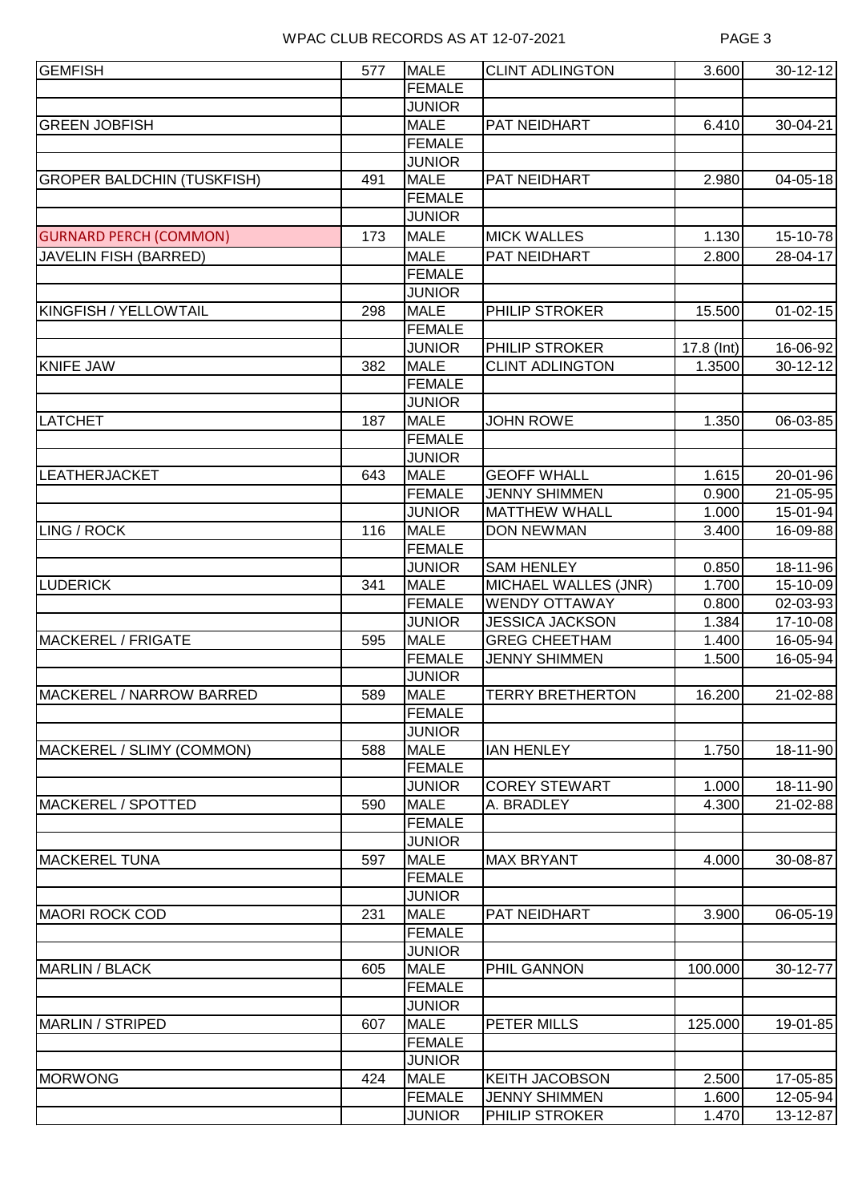WPAC CLUB RECORDS AS AT 12-07-2021

| | | | | | |
|---|---|---|---|---|---|
| GEMFISH | 577 | MALE | CLINT ADLINGTON | 3.600 | 30-12-12 |
| | | FEMALE | | | |
| | | JUNIOR | | | |
| GREEN JOBFISH | | MALE | PAT NEIDHART | 6.410 | 30-04-21 |
| | | FEMALE | | | |
| | | JUNIOR | | | |
| GROPER BALDCHIN (TUSKFISH) | 491 | MALE | PAT NEIDHART | 2.980 | 04-05-18 |
| | | FEMALE | | | |
| | | JUNIOR | | | |
| GURNARD PERCH (COMMON) | 173 | MALE | MICK WALLES | 1.130 | 15-10-78 |
| JAVELIN FISH (BARRED) | | MALE | PAT NEIDHART | 2.800 | 28-04-17 |
| | | FEMALE | | | |
| | | JUNIOR | | | |
| KINGFISH / YELLOWTAIL | 298 | MALE | PHILIP STROKER | 15.500 | 01-02-15 |
| | | FEMALE | | | |
| | | JUNIOR | PHILIP STROKER | 17.8 (Int) | 16-06-92 |
| KNIFE JAW | 382 | MALE | CLINT ADLINGTON | 1.3500 | 30-12-12 |
| | | FEMALE | | | |
| | | JUNIOR | | | |
| LATCHET | 187 | MALE | JOHN ROWE | 1.350 | 06-03-85 |
| | | FEMALE | | | |
| | | JUNIOR | | | |
| LEATHERJACKET | 643 | MALE | GEOFF WHALL | 1.615 | 20-01-96 |
| | | FEMALE | JENNY SHIMMEN | 0.900 | 21-05-95 |
| | | JUNIOR | MATTHEW WHALL | 1.000 | 15-01-94 |
| LING / ROCK | 116 | MALE | DON NEWMAN | 3.400 | 16-09-88 |
| | | FEMALE | | | |
| | | JUNIOR | SAM HENLEY | 0.850 | 18-11-96 |
| LUDERICK | 341 | MALE | MICHAEL WALLES (JNR) | 1.700 | 15-10-09 |
| | | FEMALE | WENDY OTTAWAY | 0.800 | 02-03-93 |
| | | JUNIOR | JESSICA JACKSON | 1.384 | 17-10-08 |
| MACKEREL / FRIGATE | 595 | MALE | GREG CHEETHAM | 1.400 | 16-05-94 |
| | | FEMALE | JENNY SHIMMEN | 1.500 | 16-05-94 |
| | | JUNIOR | | | |
| MACKEREL / NARROW BARRED | 589 | MALE | TERRY BRETHERTON | 16.200 | 21-02-88 |
| | | FEMALE | | | |
| | | JUNIOR | | | |
| MACKEREL / SLIMY (COMMON) | 588 | MALE | IAN HENLEY | 1.750 | 18-11-90 |
| | | FEMALE | | | |
| | | JUNIOR | COREY STEWART | 1.000 | 18-11-90 |
| MACKEREL / SPOTTED | 590 | MALE | A. BRADLEY | 4.300 | 21-02-88 |
| | | FEMALE | | | |
| | | JUNIOR | | | |
| MACKEREL TUNA | 597 | MALE | MAX BRYANT | 4.000 | 30-08-87 |
| | | FEMALE | | | |
| | | JUNIOR | | | |
| MAORI ROCK COD | 231 | MALE | PAT NEIDHART | 3.900 | 06-05-19 |
| | | FEMALE | | | |
| | | JUNIOR | | | |
| MARLIN / BLACK | 605 | MALE | PHIL GANNON | 100.000 | 30-12-77 |
| | | FEMALE | | | |
| | | JUNIOR | | | |
| MARLIN / STRIPED | 607 | MALE | PETER MILLS | 125.000 | 19-01-85 |
| | | FEMALE | | | |
| | | JUNIOR | | | |
| MORWONG | 424 | MALE | KEITH JACOBSON | 2.500 | 17-05-85 |
| | | FEMALE | JENNY SHIMMEN | 1.600 | 12-05-94 |
| | | JUNIOR | PHILIP STROKER | 1.470 | 13-12-87 |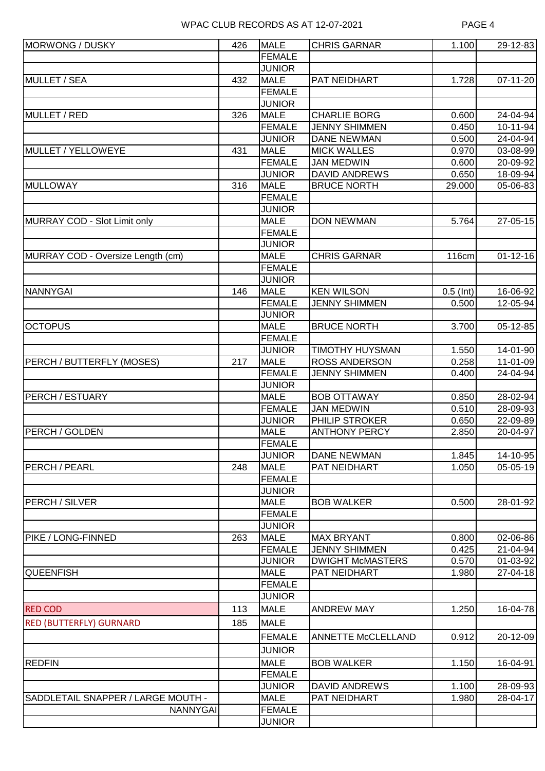# WPAC CLUB RECORDS AS AT 12-07-2021

| | | | | | |
|---|---|---|---|---|---|
| MORWONG / DUSKY | 426 | MALE | CHRIS GARNAR | 1.100 | 29-12-83 |
| | | FEMALE | | | |
| | | JUNIOR | | | |
| MULLET / SEA | 432 | MALE | PAT NEIDHART | 1.728 | 07-11-20 |
| | | FEMALE | | | |
| | | JUNIOR | | | |
| MULLET / RED | 326 | MALE | CHARLIE BORG | 0.600 | 24-04-94 |
| | | FEMALE | JENNY SHIMMEN | 0.450 | 10-11-94 |
| | | JUNIOR | DANE NEWMAN | 0.500 | 24-04-94 |
| MULLET / YELLOWEYE | 431 | MALE | MICK WALLES | 0.970 | 03-08-99 |
| | | FEMALE | JAN MEDWIN | 0.600 | 20-09-92 |
| | | JUNIOR | DAVID ANDREWS | 0.650 | 18-09-94 |
| MULLOWAY | 316 | MALE | BRUCE NORTH | 29.000 | 05-06-83 |
| | | FEMALE | | | |
| | | JUNIOR | | | |
| MURRAY COD - Slot Limit only | | MALE | DON NEWMAN | 5.764 | 27-05-15 |
| | | FEMALE | | | |
| | | JUNIOR | | | |
| MURRAY COD - Oversize Length (cm) | | MALE | CHRIS GARNAR | 116cm | 01-12-16 |
| | | FEMALE | | | |
| | | JUNIOR | | | |
| NANNYGAI | 146 | MALE | KEN WILSON | 0.5 (Int) | 16-06-92 |
| | | FEMALE | JENNY SHIMMEN | 0.500 | 12-05-94 |
| | | JUNIOR | | | |
| OCTOPUS | | MALE | BRUCE NORTH | 3.700 | 05-12-85 |
| | | FEMALE | | | |
| | | JUNIOR | TIMOTHY HUYSMAN | 1.550 | 14-01-90 |
| PERCH / BUTTERFLY (MOSES) | 217 | MALE | ROSS ANDERSON | 0.258 | 11-01-09 |
| | | FEMALE | JENNY SHIMMEN | 0.400 | 24-04-94 |
| | | JUNIOR | | | |
| PERCH / ESTUARY | | MALE | BOB OTTAWAY | 0.850 | 28-02-94 |
| | | FEMALE | JAN MEDWIN | 0.510 | 28-09-93 |
| | | JUNIOR | PHILIP STROKER | 0.650 | 22-09-89 |
| PERCH / GOLDEN | | MALE | ANTHONY PERCY | 2.850 | 20-04-97 |
| | | FEMALE | | | |
| | | JUNIOR | DANE NEWMAN | 1.845 | 14-10-95 |
| PERCH / PEARL | 248 | MALE | PAT NEIDHART | 1.050 | 05-05-19 |
| | | FEMALE | | | |
| | | JUNIOR | | | |
| PERCH / SILVER | | MALE | BOB WALKER | 0.500 | 28-01-92 |
| | | FEMALE | | | |
| | | JUNIOR | | | |
| PIKE / LONG-FINNED | 263 | MALE | MAX BRYANT | 0.800 | 02-06-86 |
| | | FEMALE | JENNY SHIMMEN | 0.425 | 21-04-94 |
| | | JUNIOR | DWIGHT McMASTERS | 0.570 | 01-03-92 |
| QUEENFISH | | MALE | PAT NEIDHART | 1.980 | 27-04-18 |
| | | FEMALE | | | |
| | | JUNIOR | | | |
| RED COD | 113 | MALE | ANDREW MAY | 1.250 | 16-04-78 |
| RED (BUTTERFLY) GURNARD | 185 | MALE | | | |
| | | FEMALE | ANNETTE McCLELLAND | 0.912 | 20-12-09 |
| | | JUNIOR | | | |
| REDFIN | | MALE | BOB WALKER | 1.150 | 16-04-91 |
| | | FEMALE | | | |
| | | JUNIOR | DAVID ANDREWS | 1.100 | 28-09-93 |
| SADDLETAIL SNAPPER / LARGE MOUTH - NANNYGAI | | MALE | PAT NEIDHART | 1.980 | 28-04-17 |
| | | FEMALE | | | |
| | | JUNIOR | | | |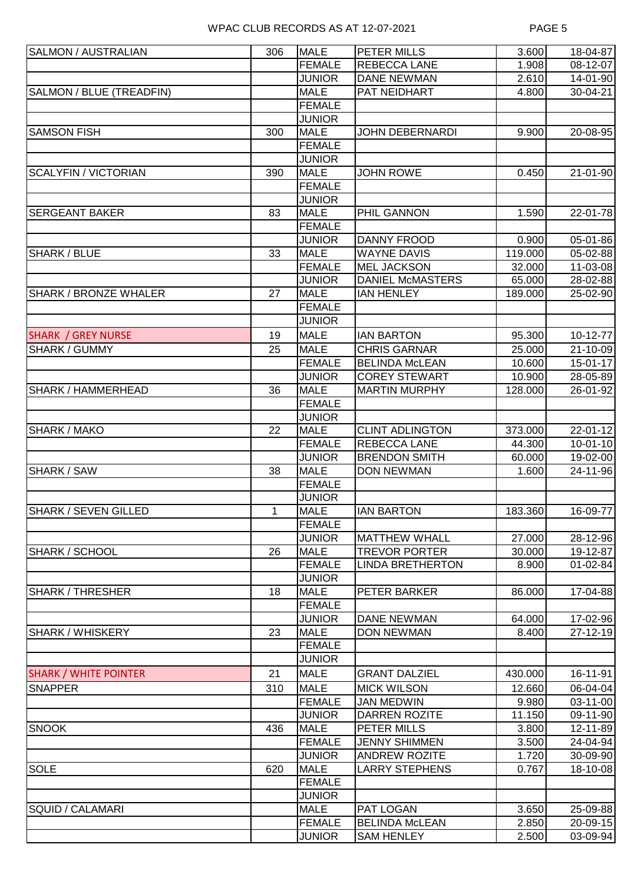WPAC CLUB RECORDS AS AT 12-07-2021

| | | | | | |
|---|---|---|---|---|---|
| SALMON / AUSTRALIAN | 306 | MALE | PETER MILLS | 3.600 | 18-04-87 |
| | | FEMALE | REBECCA LANE | 1.908 | 08-12-07 |
| | | JUNIOR | DANE NEWMAN | 2.610 | 14-01-90 |
| SALMON / BLUE (TREADFIN) | | MALE | PAT NEIDHART | 4.800 | 30-04-21 |
| | | FEMALE | | | |
| | | JUNIOR | | | |
| SAMSON FISH | 300 | MALE | JOHN DEBERNARDI | 9.900 | 20-08-95 |
| | | FEMALE | | | |
| | | JUNIOR | | | |
| SCALYFIN / VICTORIAN | 390 | MALE | JOHN ROWE | 0.450 | 21-01-90 |
| | | FEMALE | | | |
| | | JUNIOR | | | |
| SERGEANT BAKER | 83 | MALE | PHIL GANNON | 1.590 | 22-01-78 |
| | | FEMALE | | | |
| | | JUNIOR | DANNY FROOD | 0.900 | 05-01-86 |
| SHARK / BLUE | 33 | MALE | WAYNE DAVIS | 119.000 | 05-02-88 |
| | | FEMALE | MEL JACKSON | 32.000 | 11-03-08 |
| | | JUNIOR | DANIEL McMASTERS | 65.000 | 28-02-88 |
| SHARK / BRONZE WHALER | 27 | MALE | IAN HENLEY | 189.000 | 25-02-90 |
| | | FEMALE | | | |
| | | JUNIOR | | | |
| SHARK / GREY NURSE | 19 | MALE | IAN BARTON | 95.300 | 10-12-77 |
| SHARK / GUMMY | 25 | MALE | CHRIS GARNAR | 25.000 | 21-10-09 |
| | | FEMALE | BELINDA McLEAN | 10.600 | 15-01-17 |
| | | JUNIOR | COREY STEWART | 10.900 | 28-05-89 |
| SHARK / HAMMERHEAD | 36 | MALE | MARTIN MURPHY | 128.000 | 26-01-92 |
| | | FEMALE | | | |
| | | JUNIOR | | | |
| SHARK / MAKO | 22 | MALE | CLINT ADLINGTON | 373.000 | 22-01-12 |
| | | FEMALE | REBECCA LANE | 44.300 | 10-01-10 |
| | | JUNIOR | BRENDON SMITH | 60.000 | 19-02-00 |
| SHARK / SAW | 38 | MALE | DON NEWMAN | 1.600 | 24-11-96 |
| | | FEMALE | | | |
| | | JUNIOR | | | |
| SHARK / SEVEN GILLED | 1 | MALE | IAN BARTON | 183.360 | 16-09-77 |
| | | FEMALE | | | |
| | | JUNIOR | MATTHEW WHALL | 27.000 | 28-12-96 |
| SHARK / SCHOOL | 26 | MALE | TREVOR PORTER | 30.000 | 19-12-87 |
| | | FEMALE | LINDA BRETHERTON | 8.900 | 01-02-84 |
| | | JUNIOR | | | |
| SHARK / THRESHER | 18 | MALE | PETER BARKER | 86.000 | 17-04-88 |
| | | FEMALE | | | |
| | | JUNIOR | DANE NEWMAN | 64.000 | 17-02-96 |
| SHARK / WHISKERY | 23 | MALE | DON NEWMAN | 8.400 | 27-12-19 |
| | | FEMALE | | | |
| | | JUNIOR | | | |
| SHARK / WHITE POINTER | 21 | MALE | GRANT DALZIEL | 430.000 | 16-11-91 |
| SNAPPER | 310 | MALE | MICK WILSON | 12.660 | 06-04-04 |
| | | FEMALE | JAN MEDWIN | 9.980 | 03-11-00 |
| | | JUNIOR | DARREN ROZITE | 11.150 | 09-11-90 |
| SNOOK | 436 | MALE | PETER MILLS | 3.800 | 12-11-89 |
| | | FEMALE | JENNY SHIMMEN | 3.500 | 24-04-94 |
| | | JUNIOR | ANDREW ROZITE | 1.720 | 30-09-90 |
| SOLE | 620 | MALE | LARRY STEPHENS | 0.767 | 18-10-08 |
| | | FEMALE | | | |
| | | JUNIOR | | | |
| SQUID / CALAMARI | | MALE | PAT LOGAN | 3.650 | 25-09-88 |
| | | FEMALE | BELINDA McLEAN | 2.850 | 20-09-15 |
| | | JUNIOR | SAM HENLEY | 2.500 | 03-09-94 |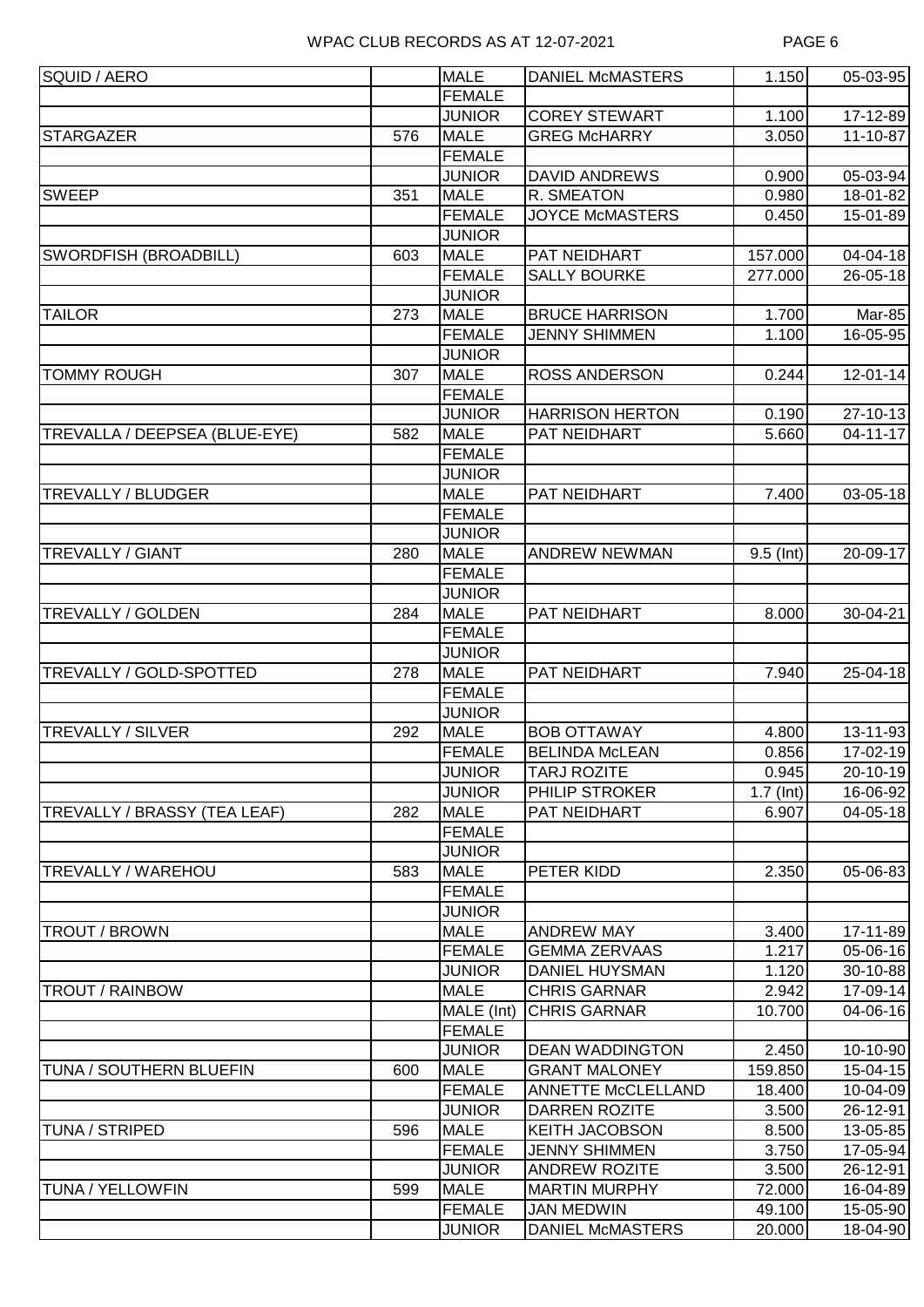| | | | | | |
|---|---|---|---|---|---|
| SQUID / AERO | | MALE | DANIEL McMASTERS | 1.150 | 05-03-95 |
| | | FEMALE | | | |
| | | JUNIOR | COREY STEWART | 1.100 | 17-12-89 |
| STARGAZER | 576 | MALE | GREG McHARRY | 3.050 | 11-10-87 |
| | | FEMALE | | | |
| | | JUNIOR | DAVID ANDREWS | 0.900 | 05-03-94 |
| SWEEP | 351 | MALE | R. SMEATON | 0.980 | 18-01-82 |
| | | FEMALE | JOYCE McMASTERS | 0.450 | 15-01-89 |
| | | JUNIOR | | | |
| SWORDFISH (BROADBILL) | 603 | MALE | PAT NEIDHART | 157.000 | 04-04-18 |
| | | FEMALE | SALLY BOURKE | 277.000 | 26-05-18 |
| | | JUNIOR | | | |
| TAILOR | 273 | MALE | BRUCE HARRISON | 1.700 | Mar-85 |
| | | FEMALE | JENNY SHIMMEN | 1.100 | 16-05-95 |
| | | JUNIOR | | | |
| TOMMY ROUGH | 307 | MALE | ROSS ANDERSON | 0.244 | 12-01-14 |
| | | FEMALE | | | |
| | | JUNIOR | HARRISON HERTON | 0.190 | 27-10-13 |
| TREVALLA / DEEPSEA (BLUE-EYE) | 582 | MALE | PAT NEIDHART | 5.660 | 04-11-17 |
| | | FEMALE | | | |
| | | JUNIOR | | | |
| TREVALLY / BLUDGER | | MALE | PAT NEIDHART | 7.400 | 03-05-18 |
| | | FEMALE | | | |
| | | JUNIOR | | | |
| TREVALLY / GIANT | 280 | MALE | ANDREW NEWMAN | 9.5 (Int) | 20-09-17 |
| | | FEMALE | | | |
| | | JUNIOR | | | |
| TREVALLY / GOLDEN | 284 | MALE | PAT NEIDHART | 8.000 | 30-04-21 |
| | | FEMALE | | | |
| | | JUNIOR | | | |
| TREVALLY / GOLD-SPOTTED | 278 | MALE | PAT NEIDHART | 7.940 | 25-04-18 |
| | | FEMALE | | | |
| | | JUNIOR | | | |
| TREVALLY / SILVER | 292 | MALE | BOB OTTAWAY | 4.800 | 13-11-93 |
| | | FEMALE | BELINDA McLEAN | 0.856 | 17-02-19 |
| | | JUNIOR | TARJ ROZITE | 0.945 | 20-10-19 |
| | | JUNIOR | PHILIP STROKER | 1.7 (Int) | 16-06-92 |
| TREVALLY / BRASSY (TEA LEAF) | 282 | MALE | PAT NEIDHART | 6.907 | 04-05-18 |
| | | FEMALE | | | |
| | | JUNIOR | | | |
| TREVALLY / WAREHOU | 583 | MALE | PETER KIDD | 2.350 | 05-06-83 |
| | | FEMALE | | | |
| | | JUNIOR | | | |
| TROUT / BROWN | | MALE | ANDREW MAY | 3.400 | 17-11-89 |
| | | FEMALE | GEMMA ZERVAAS | 1.217 | 05-06-16 |
| | | JUNIOR | DANIEL HUYSMAN | 1.120 | 30-10-88 |
| TROUT / RAINBOW | | MALE | CHRIS GARNAR | 2.942 | 17-09-14 |
| | | MALE (Int) | CHRIS GARNAR | 10.700 | 04-06-16 |
| | | FEMALE | | | |
| | | JUNIOR | DEAN WADDINGTON | 2.450 | 10-10-90 |
| TUNA / SOUTHERN BLUEFIN | 600 | MALE | GRANT MALONEY | 159.850 | 15-04-15 |
| | | FEMALE | ANNETTE McCLELLAND | 18.400 | 10-04-09 |
| | | JUNIOR | DARREN ROZITE | 3.500 | 26-12-91 |
| TUNA / STRIPED | 596 | MALE | KEITH JACOBSON | 8.500 | 13-05-85 |
| | | FEMALE | JENNY SHIMMEN | 3.750 | 17-05-94 |
| | | JUNIOR | ANDREW ROZITE | 3.500 | 26-12-91 |
| TUNA / YELLOWFIN | 599 | MALE | MARTIN MURPHY | 72.000 | 16-04-89 |
| | | FEMALE | JAN MEDWIN | 49.100 | 15-05-90 |
| | | JUNIOR | DANIEL McMASTERS | 20.000 | 18-04-90 |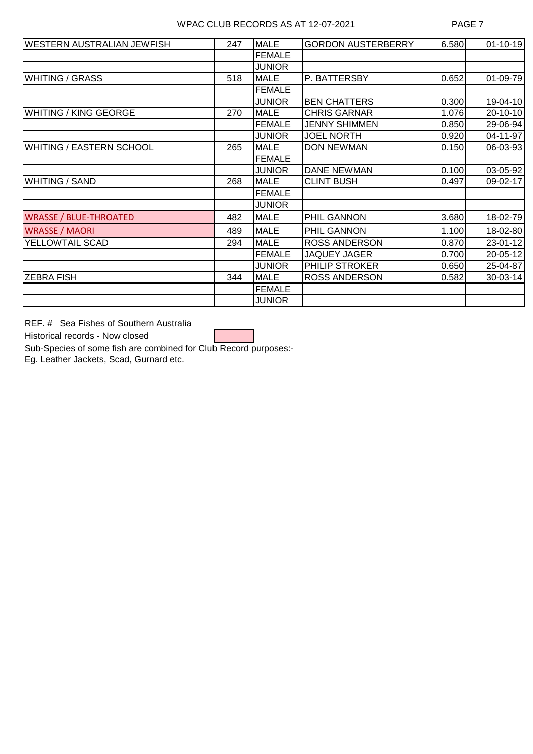| | | | | | |
|---|---|---|---|---|---|
| WESTERN AUSTRALIAN JEWFISH | 247 | MALE | GORDON AUSTERBERRY | 6.580 | 01-10-19 |
| | | FEMALE | | | |
| | | JUNIOR | | | |
| WHITING / GRASS | 518 | MALE | P. BATTERSBY | 0.652 | 01-09-79 |
| | | FEMALE | | | |
| | | JUNIOR | BEN CHATTERS | 0.300 | 19-04-10 |
| WHITING / KING GEORGE | 270 | MALE | CHRIS GARNAR | 1.076 | 20-10-10 |
| | | FEMALE | JENNY SHIMMEN | 0.850 | 29-06-94 |
| | | JUNIOR | JOEL NORTH | 0.920 | 04-11-97 |
| WHITING / EASTERN SCHOOL | 265 | MALE | DON NEWMAN | 0.150 | 06-03-93 |
| | | FEMALE | | | |
| | | JUNIOR | DANE NEWMAN | 0.100 | 03-05-92 |
| WHITING / SAND | 268 | MALE | CLINT BUSH | 0.497 | 09-02-17 |
| | | FEMALE | | | |
| | | JUNIOR | | | |
| WRASSE / BLUE-THROATED | 482 | MALE | PHIL GANNON | 3.680 | 18-02-79 |
| WRASSE / MAORI | 489 | MALE | PHIL GANNON | 1.100 | 18-02-80 |
| YELLOWTAIL SCAD | 294 | MALE | ROSS ANDERSON | 0.870 | 23-01-12 |
| | | FEMALE | JAQUEY JAGER | 0.700 | 20-05-12 |
| | | JUNIOR | PHILIP STROKER | 0.650 | 25-04-87 |
| ZEBRA FISH | 344 | MALE | ROSS ANDERSON | 0.582 | 30-03-14 |
| | | FEMALE | | | |
| | | JUNIOR | | | |

REF. # Sea Fishes of Southern Australia

Historical records - Now closed

Sub-Species of some fish are combined for Club Record purposes:-
Eg. Leather Jackets, Scad, Gurnard etc.